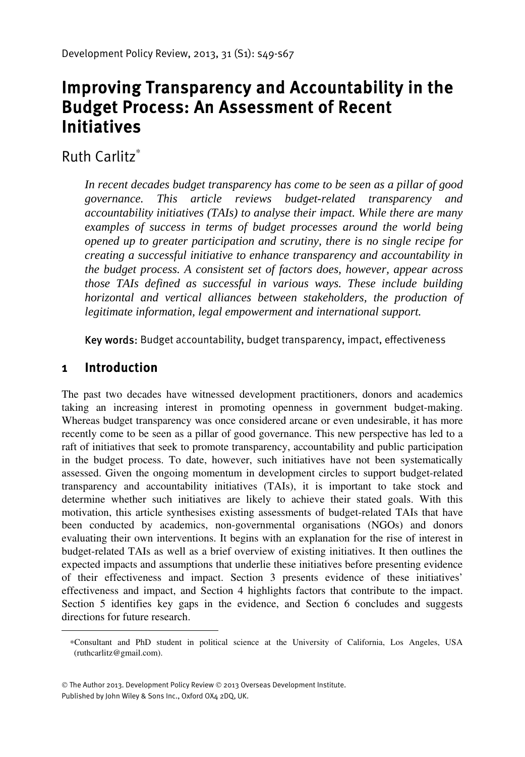# Improving Transparency and Accountability in the Budget Process: An Assessment of Recent Initiatives

Ruth Carlitz[*]

*In recent decades budget transparency has come to be seen as a pillar of good governance. This article reviews budget-related transparency and accountability initiatives (TAIs) to analyse their impact. While there are many examples of success in terms of budget processes around the world being opened up to greater participation and scrutiny, there is no single recipe for creating a successful initiative to enhance transparency and accountability in the budget process. A consistent set of factors does, however, appear across those TAIs defined as successful in various ways. These include building horizontal and vertical alliances between stakeholders, the production of legitimate information, legal empowerment and international support.*

**Key words:** Budget accountability, budget transparency, impact, effectiveness

## 1 Introduction

The past two decades have witnessed development practitioners, donors and academics taking an increasing interest in promoting openness in government budget-making. Whereas budget transparency was once considered arcane or even undesirable, it has more recently come to be seen as a pillar of good governance. This new perspective has led to a raft of initiatives that seek to promote transparency, accountability and public participation in the budget process. To date, however, such initiatives have not been systematically assessed. Given the ongoing momentum in development circles to support budget-related transparency and accountability initiatives (TAIs), it is important to take stock and determine whether such initiatives are likely to achieve their stated goals. With this motivation, this article synthesises existing assessments of budget-related TAIs that have been conducted by academics, non-governmental organisations (NGOs) and donors evaluating their own interventions. It begins with an explanation for the rise of interest in budget-related TAIs as well as a brief overview of existing initiatives. It then outlines the expected impacts and assumptions that underlie these initiatives before presenting evidence of their effectiveness and impact. Section 3 presents evidence of these initiatives' effectiveness and impact, and Section 4 highlights factors that contribute to the impact. Section 5 identifies key gaps in the evidence, and Section 6 concludes and suggests directions for future research.

---

[*] Consultant and PhD student in political science at the University of California, Los Angeles, USA (ruthcarlitz@gmail.com).

© The Author 2013. Development Policy Review © 2013 Overseas Development Institute.
Published by John Wiley & Sons Inc., Oxford OX4 2DQ, UK.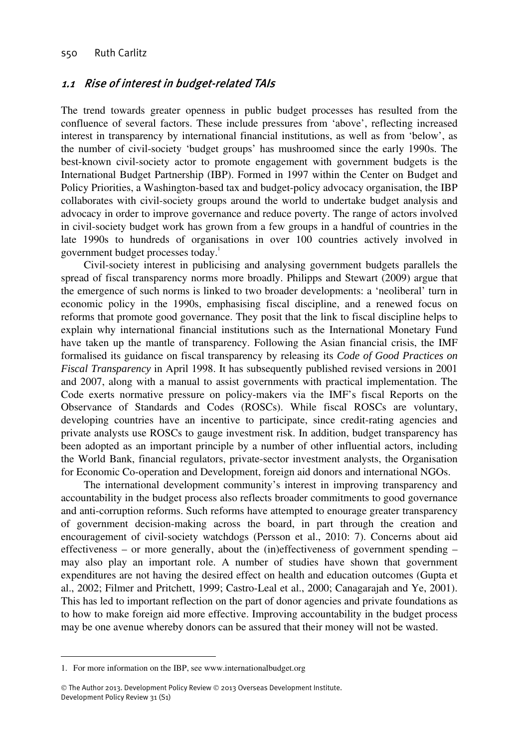## 1.1 Rise of interest in budget-related TAIs

The trend towards greater openness in public budget processes has resulted from the confluence of several factors. These include pressures from 'above', reflecting increased interest in transparency by international financial institutions, as well as from 'below', as the number of civil-society 'budget groups' has mushroomed since the early 1990s. The best-known civil-society actor to promote engagement with government budgets is the International Budget Partnership (IBP). Formed in 1997 within the Center on Budget and Policy Priorities, a Washington-based tax and budget-policy advocacy organisation, the IBP collaborates with civil-society groups around the world to undertake budget analysis and advocacy in order to improve governance and reduce poverty. The range of actors involved in civil-society budget work has grown from a few groups in a handful of countries in the late 1990s to hundreds of organisations in over 100 countries actively involved in government budget processes today.[1]

Civil-society interest in publicising and analysing government budgets parallels the spread of fiscal transparency norms more broadly. Philipps and Stewart (2009) argue that the emergence of such norms is linked to two broader developments: a 'neoliberal' turn in economic policy in the 1990s, emphasising fiscal discipline, and a renewed focus on reforms that promote good governance. They posit that the link to fiscal discipline helps to explain why international financial institutions such as the International Monetary Fund have taken up the mantle of transparency. Following the Asian financial crisis, the IMF formalised its guidance on fiscal transparency by releasing its *Code of Good Practices on Fiscal Transparency* in April 1998. It has subsequently published revised versions in 2001 and 2007, along with a manual to assist governments with practical implementation. The Code exerts normative pressure on policy-makers via the IMF's fiscal Reports on the Observance of Standards and Codes (ROSCs). While fiscal ROSCs are voluntary, developing countries have an incentive to participate, since credit-rating agencies and private analysts use ROSCs to gauge investment risk. In addition, budget transparency has been adopted as an important principle by a number of other influential actors, including the World Bank, financial regulators, private-sector investment analysts, the Organisation for Economic Co-operation and Development, foreign aid donors and international NGOs.

The international development community's interest in improving transparency and accountability in the budget process also reflects broader commitments to good governance and anti-corruption reforms. Such reforms have attempted to enourage greater transparency of government decision-making across the board, in part through the creation and encouragement of civil-society watchdogs (Persson et al., 2010: 7). Concerns about aid effectiveness – or more generally, about the (in)effectiveness of government spending – may also play an important role. A number of studies have shown that government expenditures are not having the desired effect on health and education outcomes (Gupta et al., 2002; Filmer and Pritchett, 1999; Castro-Leal et al., 2000; Canagarajah and Ye, 2001). This has led to important reflection on the part of donor agencies and private foundations as to how to make foreign aid more effective. Improving accountability in the budget process may be one avenue whereby donors can be assured that their money will not be wasted.

---

1. For more information on the IBP, see www.internationalbudget.org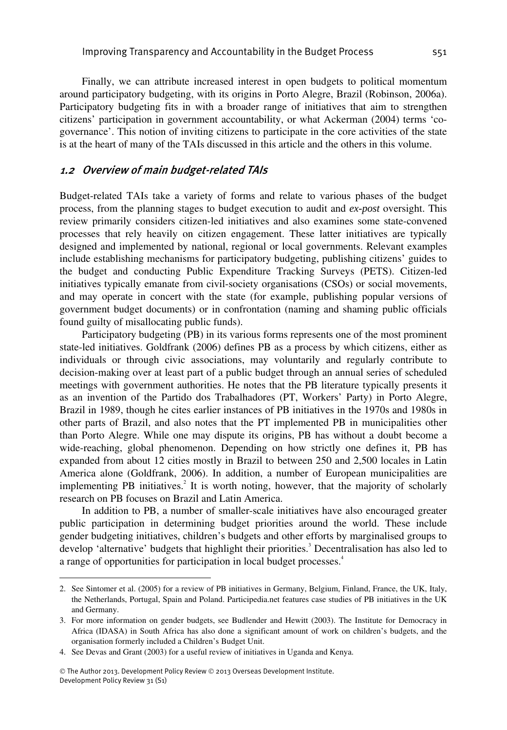Finally, we can attribute increased interest in open budgets to political momentum around participatory budgeting, with its origins in Porto Alegre, Brazil (Robinson, 2006a). Participatory budgeting fits in with a broader range of initiatives that aim to strengthen citizens' participation in government accountability, or what Ackerman (2004) terms 'co-governance'. This notion of inviting citizens to participate in the core activities of the state is at the heart of many of the TAIs discussed in this article and the others in this volume.

## 1.2 Overview of main budget-related TAIs

Budget-related TAIs take a variety of forms and relate to various phases of the budget process, from the planning stages to budget execution to audit and *ex-post* oversight. This review primarily considers citizen-led initiatives and also examines some state-convened processes that rely heavily on citizen engagement. These latter initiatives are typically designed and implemented by national, regional or local governments. Relevant examples include establishing mechanisms for participatory budgeting, publishing citizens' guides to the budget and conducting Public Expenditure Tracking Surveys (PETS). Citizen-led initiatives typically emanate from civil-society organisations (CSOs) or social movements, and may operate in concert with the state (for example, publishing popular versions of government budget documents) or in confrontation (naming and shaming public officials found guilty of misallocating public funds).

Participatory budgeting (PB) in its various forms represents one of the most prominent state-led initiatives. Goldfrank (2006) defines PB as a process by which citizens, either as individuals or through civic associations, may voluntarily and regularly contribute to decision-making over at least part of a public budget through an annual series of scheduled meetings with government authorities. He notes that the PB literature typically presents it as an invention of the Partido dos Trabalhadores (PT, Workers' Party) in Porto Alegre, Brazil in 1989, though he cites earlier instances of PB initiatives in the 1970s and 1980s in other parts of Brazil, and also notes that the PT implemented PB in municipalities other than Porto Alegre. While one may dispute its origins, PB has without a doubt become a wide-reaching, global phenomenon. Depending on how strictly one defines it, PB has expanded from about 12 cities mostly in Brazil to between 250 and 2,500 locales in Latin America alone (Goldfrank, 2006). In addition, a number of European municipalities are implementing PB initiatives.[2] It is worth noting, however, that the majority of scholarly research on PB focuses on Brazil and Latin America.

In addition to PB, a number of smaller-scale initiatives have also encouraged greater public participation in determining budget priorities around the world. These include gender budgeting initiatives, children's budgets and other efforts by marginalised groups to develop 'alternative' budgets that highlight their priorities.[3] Decentralisation has also led to a range of opportunities for participation in local budget processes.[4]

---

2. See Sintomer et al. (2005) for a review of PB initiatives in Germany, Belgium, Finland, France, the UK, Italy, the Netherlands, Portugal, Spain and Poland. Participedia.net features case studies of PB initiatives in the UK and Germany.
3. For more information on gender budgets, see Budlender and Hewitt (2003). The Institute for Democracy in Africa (IDASA) in South Africa has also done a significant amount of work on children's budgets, and the organisation formerly included a Children's Budget Unit.
4. See Devas and Grant (2003) for a useful review of initiatives in Uganda and Kenya.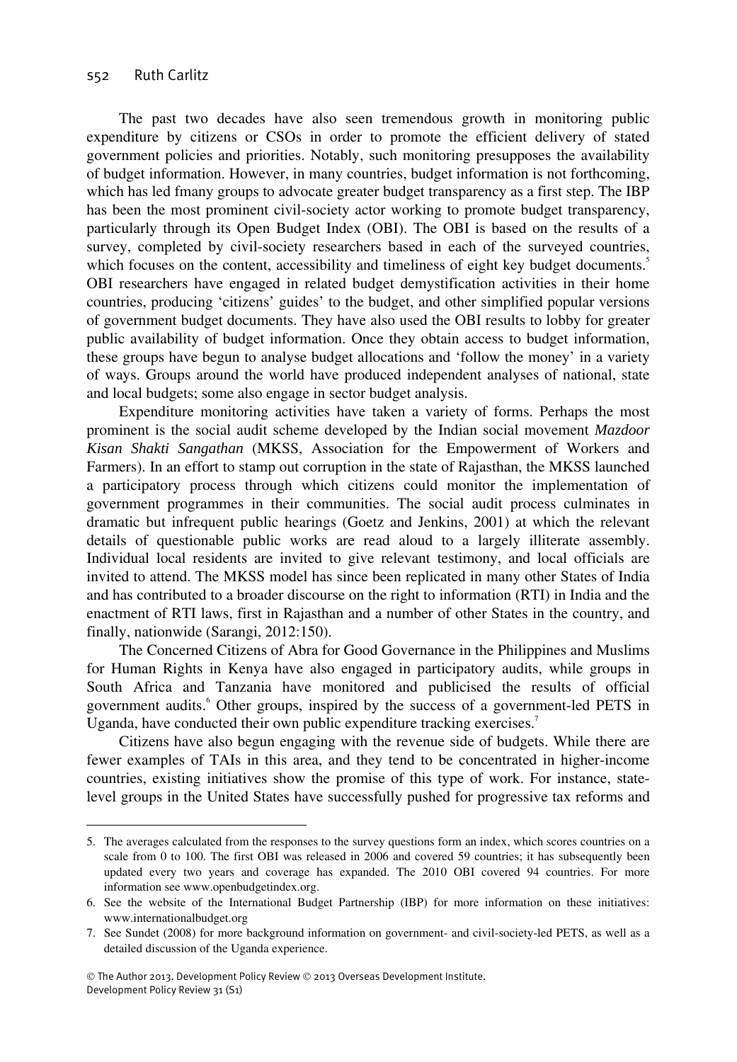The past two decades have also seen tremendous growth in monitoring public expenditure by citizens or CSOs in order to promote the efficient delivery of stated government policies and priorities. Notably, such monitoring presupposes the availability of budget information. However, in many countries, budget information is not forthcoming, which has led fmany groups to advocate greater budget transparency as a first step. The IBP has been the most prominent civil-society actor working to promote budget transparency, particularly through its Open Budget Index (OBI). The OBI is based on the results of a survey, completed by civil-society researchers based in each of the surveyed countries, which focuses on the content, accessibility and timeliness of eight key budget documents.[5] OBI researchers have engaged in related budget demystification activities in their home countries, producing 'citizens' guides' to the budget, and other simplified popular versions of government budget documents. They have also used the OBI results to lobby for greater public availability of budget information. Once they obtain access to budget information, these groups have begun to analyse budget allocations and 'follow the money' in a variety of ways. Groups around the world have produced independent analyses of national, state and local budgets; some also engage in sector budget analysis.

Expenditure monitoring activities have taken a variety of forms. Perhaps the most prominent is the social audit scheme developed by the Indian social movement *Mazdoor Kisan Shakti Sangathan* (MKSS, Association for the Empowerment of Workers and Farmers). In an effort to stamp out corruption in the state of Rajasthan, the MKSS launched a participatory process through which citizens could monitor the implementation of government programmes in their communities. The social audit process culminates in dramatic but infrequent public hearings (Goetz and Jenkins, 2001) at which the relevant details of questionable public works are read aloud to a largely illiterate assembly. Individual local residents are invited to give relevant testimony, and local officials are invited to attend. The MKSS model has since been replicated in many other States of India and has contributed to a broader discourse on the right to information (RTI) in India and the enactment of RTI laws, first in Rajasthan and a number of other States in the country, and finally, nationwide (Sarangi, 2012:150).

The Concerned Citizens of Abra for Good Governance in the Philippines and Muslims for Human Rights in Kenya have also engaged in participatory audits, while groups in South Africa and Tanzania have monitored and publicised the results of official government audits.[6] Other groups, inspired by the success of a government-led PETS in Uganda, have conducted their own public expenditure tracking exercises.[7]

Citizens have also begun engaging with the revenue side of budgets. While there are fewer examples of TAIs in this area, and they tend to be concentrated in higher-income countries, existing initiatives show the promise of this type of work. For instance, state-level groups in the United States have successfully pushed for progressive tax reforms and

---

5. The averages calculated from the responses to the survey questions form an index, which scores countries on a scale from 0 to 100. The first OBI was released in 2006 and covered 59 countries; it has subsequently been updated every two years and coverage has expanded. The 2010 OBI covered 94 countries. For more information see www.openbudgetindex.org.

6. See the website of the International Budget Partnership (IBP) for more information on these initiatives: www.internationalbudget.org

7. See Sundet (2008) for more background information on government- and civil-society-led PETS, as well as a detailed discussion of the Uganda experience.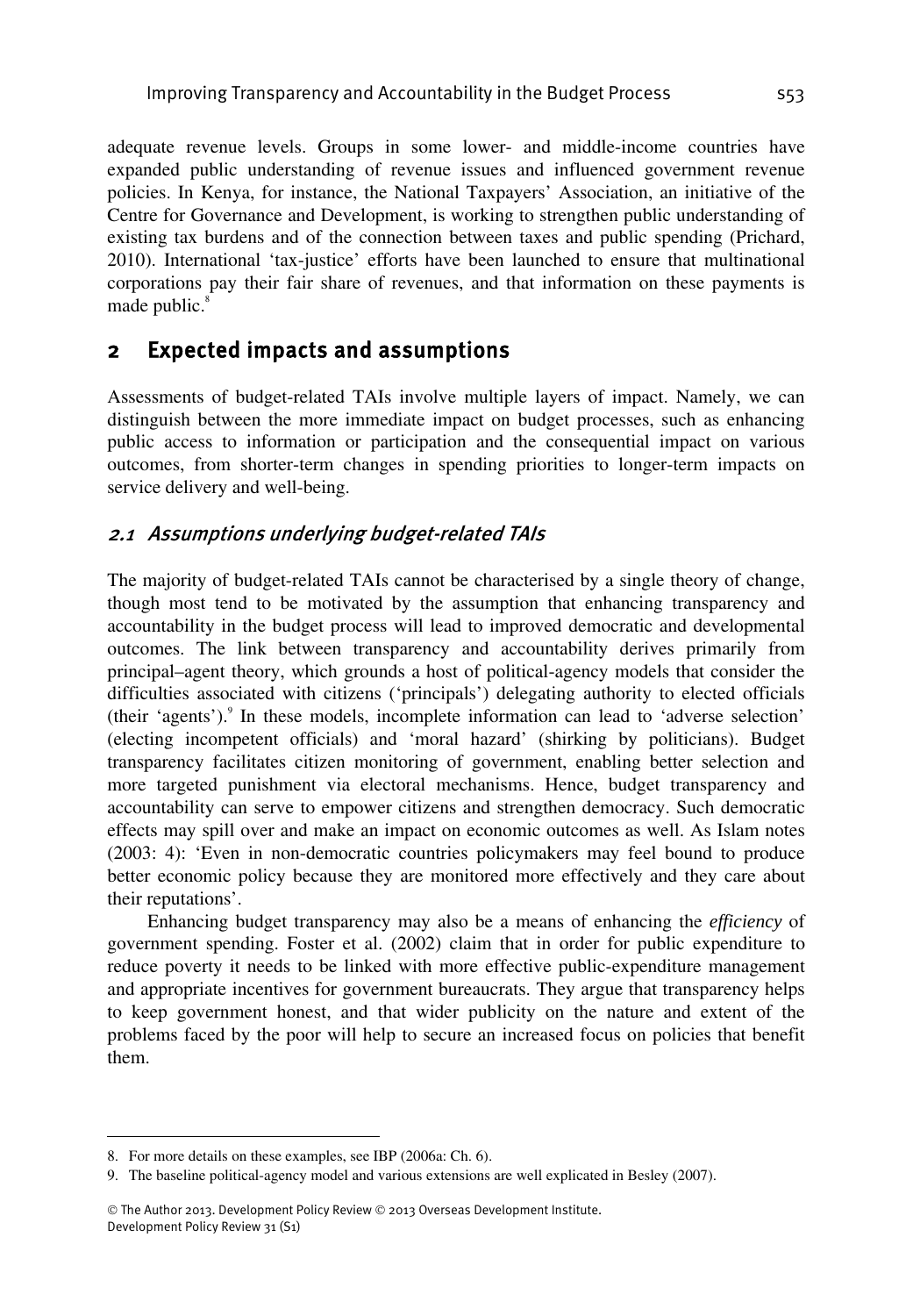adequate revenue levels. Groups in some lower- and middle-income countries have expanded public understanding of revenue issues and influenced government revenue policies. In Kenya, for instance, the National Taxpayers' Association, an initiative of the Centre for Governance and Development, is working to strengthen public understanding of existing tax burdens and of the connection between taxes and public spending (Prichard, 2010). International 'tax-justice' efforts have been launched to ensure that multinational corporations pay their fair share of revenues, and that information on these payments is made public.[8]

## 2 Expected impacts and assumptions

Assessments of budget-related TAIs involve multiple layers of impact. Namely, we can distinguish between the more immediate impact on budget processes, such as enhancing public access to information or participation and the consequential impact on various outcomes, from shorter-term changes in spending priorities to longer-term impacts on service delivery and well-being.

### *2.1 Assumptions underlying budget-related TAIs*

The majority of budget-related TAIs cannot be characterised by a single theory of change, though most tend to be motivated by the assumption that enhancing transparency and accountability in the budget process will lead to improved democratic and developmental outcomes. The link between transparency and accountability derives primarily from principal–agent theory, which grounds a host of political-agency models that consider the difficulties associated with citizens ('principals') delegating authority to elected officials (their 'agents').[9] In these models, incomplete information can lead to 'adverse selection' (electing incompetent officials) and 'moral hazard' (shirking by politicians). Budget transparency facilitates citizen monitoring of government, enabling better selection and more targeted punishment via electoral mechanisms. Hence, budget transparency and accountability can serve to empower citizens and strengthen democracy. Such democratic effects may spill over and make an impact on economic outcomes as well. As Islam notes (2003: 4): 'Even in non-democratic countries policymakers may feel bound to produce better economic policy because they are monitored more effectively and they care about their reputations'.

Enhancing budget transparency may also be a means of enhancing the *efficiency* of government spending. Foster et al. (2002) claim that in order for public expenditure to reduce poverty it needs to be linked with more effective public-expenditure management and appropriate incentives for government bureaucrats. They argue that transparency helps to keep government honest, and that wider publicity on the nature and extent of the problems faced by the poor will help to secure an increased focus on policies that benefit them.

---

8. For more details on these examples, see IBP (2006a: Ch. 6).

9. The baseline political-agency model and various extensions are well explicated in Besley (2007).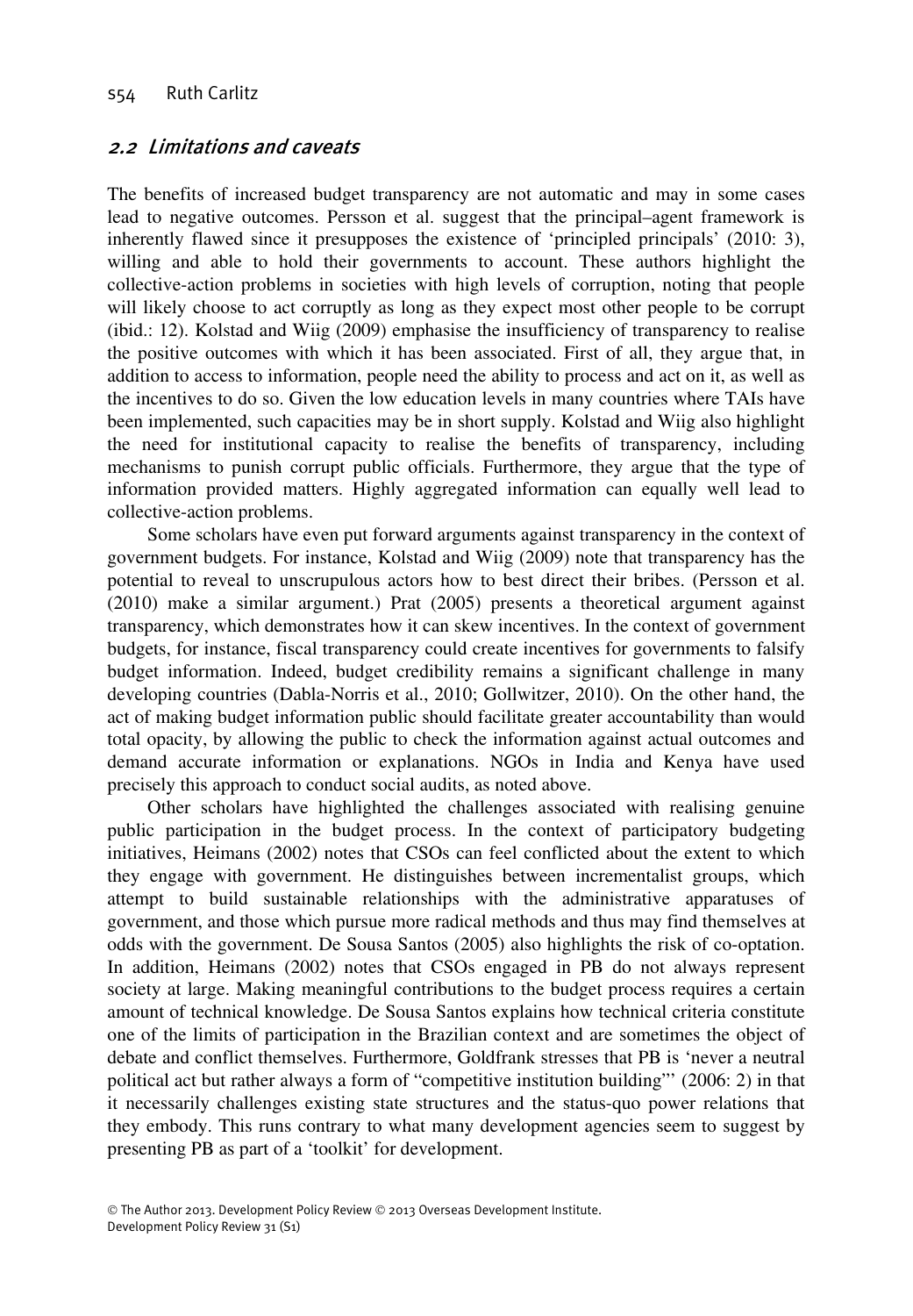## 2.2 Limitations and caveats

The benefits of increased budget transparency are not automatic and may in some cases lead to negative outcomes. Persson et al. suggest that the principal–agent framework is inherently flawed since it presupposes the existence of 'principled principals' (2010: 3), willing and able to hold their governments to account. These authors highlight the collective-action problems in societies with high levels of corruption, noting that people will likely choose to act corruptly as long as they expect most other people to be corrupt (ibid.: 12). Kolstad and Wiig (2009) emphasise the insufficiency of transparency to realise the positive outcomes with which it has been associated. First of all, they argue that, in addition to access to information, people need the ability to process and act on it, as well as the incentives to do so. Given the low education levels in many countries where TAIs have been implemented, such capacities may be in short supply. Kolstad and Wiig also highlight the need for institutional capacity to realise the benefits of transparency, including mechanisms to punish corrupt public officials. Furthermore, they argue that the type of information provided matters. Highly aggregated information can equally well lead to collective-action problems.

Some scholars have even put forward arguments against transparency in the context of government budgets. For instance, Kolstad and Wiig (2009) note that transparency has the potential to reveal to unscrupulous actors how to best direct their bribes. (Persson et al. (2010) make a similar argument.) Prat (2005) presents a theoretical argument against transparency, which demonstrates how it can skew incentives. In the context of government budgets, for instance, fiscal transparency could create incentives for governments to falsify budget information. Indeed, budget credibility remains a significant challenge in many developing countries (Dabla-Norris et al., 2010; Gollwitzer, 2010). On the other hand, the act of making budget information public should facilitate greater accountability than would total opacity, by allowing the public to check the information against actual outcomes and demand accurate information or explanations. NGOs in India and Kenya have used precisely this approach to conduct social audits, as noted above.

Other scholars have highlighted the challenges associated with realising genuine public participation in the budget process. In the context of participatory budgeting initiatives, Heimans (2002) notes that CSOs can feel conflicted about the extent to which they engage with government. He distinguishes between incrementalist groups, which attempt to build sustainable relationships with the administrative apparatuses of government, and those which pursue more radical methods and thus may find themselves at odds with the government. De Sousa Santos (2005) also highlights the risk of co-optation. In addition, Heimans (2002) notes that CSOs engaged in PB do not always represent society at large. Making meaningful contributions to the budget process requires a certain amount of technical knowledge. De Sousa Santos explains how technical criteria constitute one of the limits of participation in the Brazilian context and are sometimes the object of debate and conflict themselves. Furthermore, Goldfrank stresses that PB is 'never a neutral political act but rather always a form of "competitive institution building"' (2006: 2) in that it necessarily challenges existing state structures and the status-quo power relations that they embody. This runs contrary to what many development agencies seem to suggest by presenting PB as part of a 'toolkit' for development.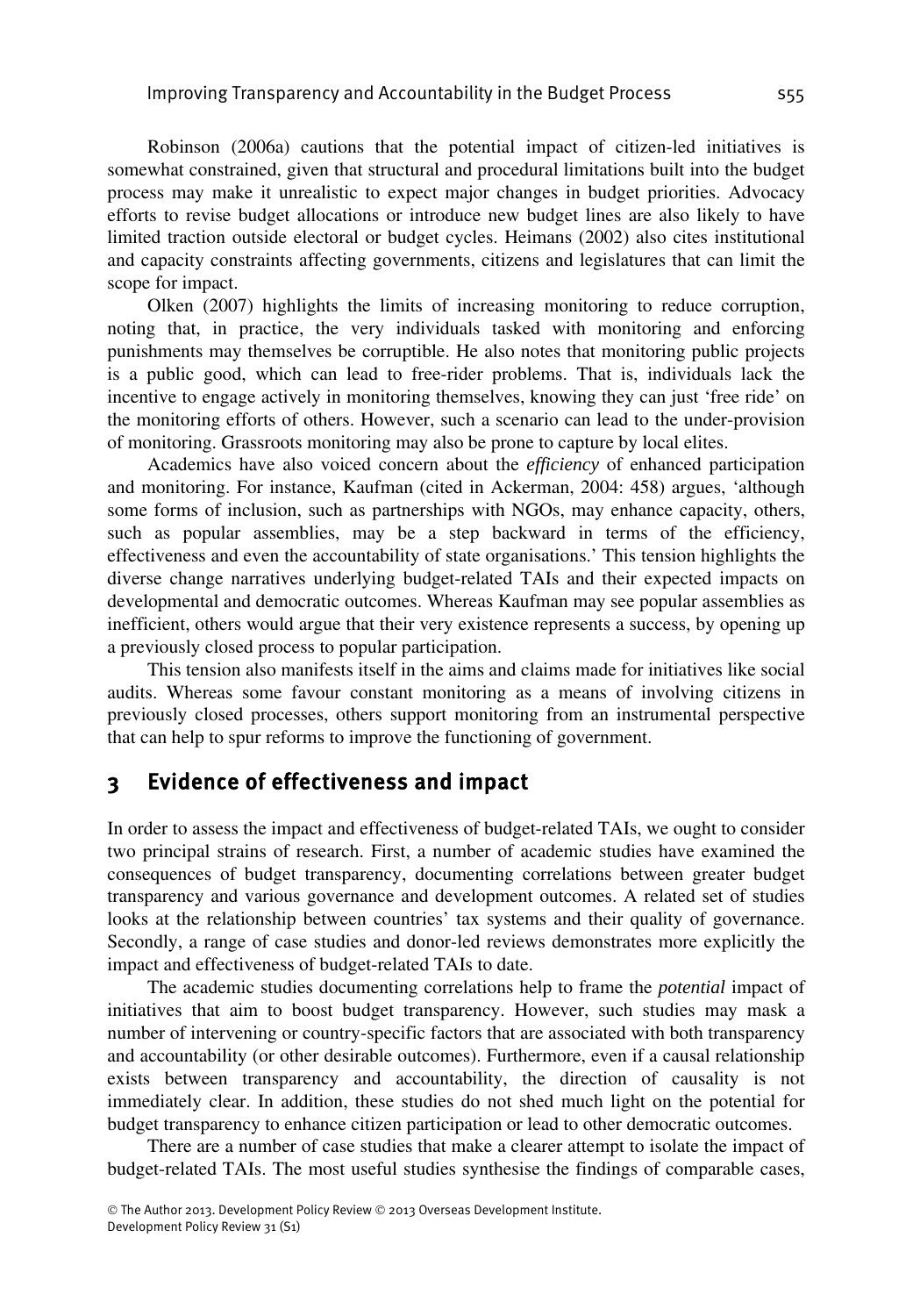Robinson (2006a) cautions that the potential impact of citizen-led initiatives is somewhat constrained, given that structural and procedural limitations built into the budget process may make it unrealistic to expect major changes in budget priorities. Advocacy efforts to revise budget allocations or introduce new budget lines are also likely to have limited traction outside electoral or budget cycles. Heimans (2002) also cites institutional and capacity constraints affecting governments, citizens and legislatures that can limit the scope for impact.

Olken (2007) highlights the limits of increasing monitoring to reduce corruption, noting that, in practice, the very individuals tasked with monitoring and enforcing punishments may themselves be corruptible. He also notes that monitoring public projects is a public good, which can lead to free-rider problems. That is, individuals lack the incentive to engage actively in monitoring themselves, knowing they can just 'free ride' on the monitoring efforts of others. However, such a scenario can lead to the under-provision of monitoring. Grassroots monitoring may also be prone to capture by local elites.

Academics have also voiced concern about the *efficiency* of enhanced participation and monitoring. For instance, Kaufman (cited in Ackerman, 2004: 458) argues, 'although some forms of inclusion, such as partnerships with NGOs, may enhance capacity, others, such as popular assemblies, may be a step backward in terms of the efficiency, effectiveness and even the accountability of state organisations.' This tension highlights the diverse change narratives underlying budget-related TAIs and their expected impacts on developmental and democratic outcomes. Whereas Kaufman may see popular assemblies as inefficient, others would argue that their very existence represents a success, by opening up a previously closed process to popular participation.

This tension also manifests itself in the aims and claims made for initiatives like social audits. Whereas some favour constant monitoring as a means of involving citizens in previously closed processes, others support monitoring from an instrumental perspective that can help to spur reforms to improve the functioning of government.

## 3 Evidence of effectiveness and impact

In order to assess the impact and effectiveness of budget-related TAIs, we ought to consider two principal strains of research. First, a number of academic studies have examined the consequences of budget transparency, documenting correlations between greater budget transparency and various governance and development outcomes. A related set of studies looks at the relationship between countries' tax systems and their quality of governance. Secondly, a range of case studies and donor-led reviews demonstrates more explicitly the impact and effectiveness of budget-related TAIs to date.

The academic studies documenting correlations help to frame the *potential* impact of initiatives that aim to boost budget transparency. However, such studies may mask a number of intervening or country-specific factors that are associated with both transparency and accountability (or other desirable outcomes). Furthermore, even if a causal relationship exists between transparency and accountability, the direction of causality is not immediately clear. In addition, these studies do not shed much light on the potential for budget transparency to enhance citizen participation or lead to other democratic outcomes.

There are a number of case studies that make a clearer attempt to isolate the impact of budget-related TAIs. The most useful studies synthesise the findings of comparable cases,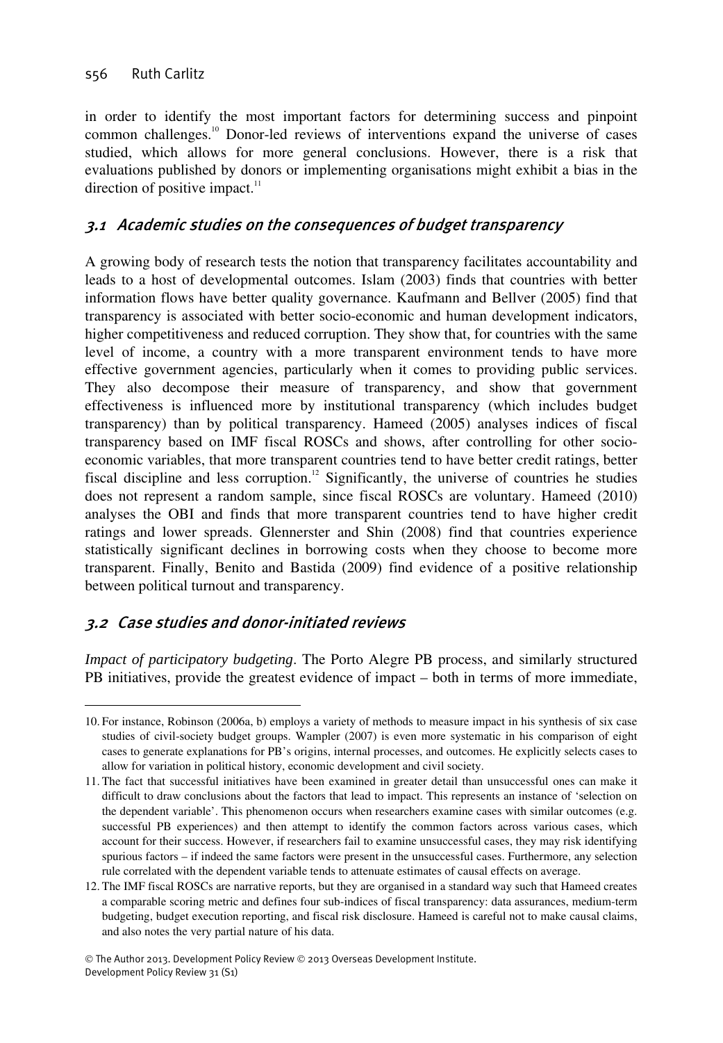in order to identify the most important factors for determining success and pinpoint common challenges.[10] Donor-led reviews of interventions expand the universe of cases studied, which allows for more general conclusions. However, there is a risk that evaluations published by donors or implementing organisations might exhibit a bias in the direction of positive impact.[11]

### 3.1 Academic studies on the consequences of budget transparency

A growing body of research tests the notion that transparency facilitates accountability and leads to a host of developmental outcomes. Islam (2003) finds that countries with better information flows have better quality governance. Kaufmann and Bellver (2005) find that transparency is associated with better socio-economic and human development indicators, higher competitiveness and reduced corruption. They show that, for countries with the same level of income, a country with a more transparent environment tends to have more effective government agencies, particularly when it comes to providing public services. They also decompose their measure of transparency, and show that government effectiveness is influenced more by institutional transparency (which includes budget transparency) than by political transparency. Hameed (2005) analyses indices of fiscal transparency based on IMF fiscal ROSCs and shows, after controlling for other socio-economic variables, that more transparent countries tend to have better credit ratings, better fiscal discipline and less corruption.[12] Significantly, the universe of countries he studies does not represent a random sample, since fiscal ROSCs are voluntary. Hameed (2010) analyses the OBI and finds that more transparent countries tend to have higher credit ratings and lower spreads. Glennerster and Shin (2008) find that countries experience statistically significant declines in borrowing costs when they choose to become more transparent. Finally, Benito and Bastida (2009) find evidence of a positive relationship between political turnout and transparency.

### 3.2 Case studies and donor-initiated reviews

*Impact of participatory budgeting*. The Porto Alegre PB process, and similarly structured PB initiatives, provide the greatest evidence of impact – both in terms of more immediate,

---

10. For instance, Robinson (2006a, b) employs a variety of methods to measure impact in his synthesis of six case studies of civil-society budget groups. Wampler (2007) is even more systematic in his comparison of eight cases to generate explanations for PB's origins, internal processes, and outcomes. He explicitly selects cases to allow for variation in political history, economic development and civil society.

11. The fact that successful initiatives have been examined in greater detail than unsuccessful ones can make it difficult to draw conclusions about the factors that lead to impact. This represents an instance of 'selection on the dependent variable'. This phenomenon occurs when researchers examine cases with similar outcomes (e.g. successful PB experiences) and then attempt to identify the common factors across various cases, which account for their success. However, if researchers fail to examine unsuccessful cases, they may risk identifying spurious factors – if indeed the same factors were present in the unsuccessful cases. Furthermore, any selection rule correlated with the dependent variable tends to attenuate estimates of causal effects on average.

12. The IMF fiscal ROSCs are narrative reports, but they are organised in a standard way such that Hameed creates a comparable scoring metric and defines four sub-indices of fiscal transparency: data assurances, medium-term budgeting, budget execution reporting, and fiscal risk disclosure. Hameed is careful not to make causal claims, and also notes the very partial nature of his data.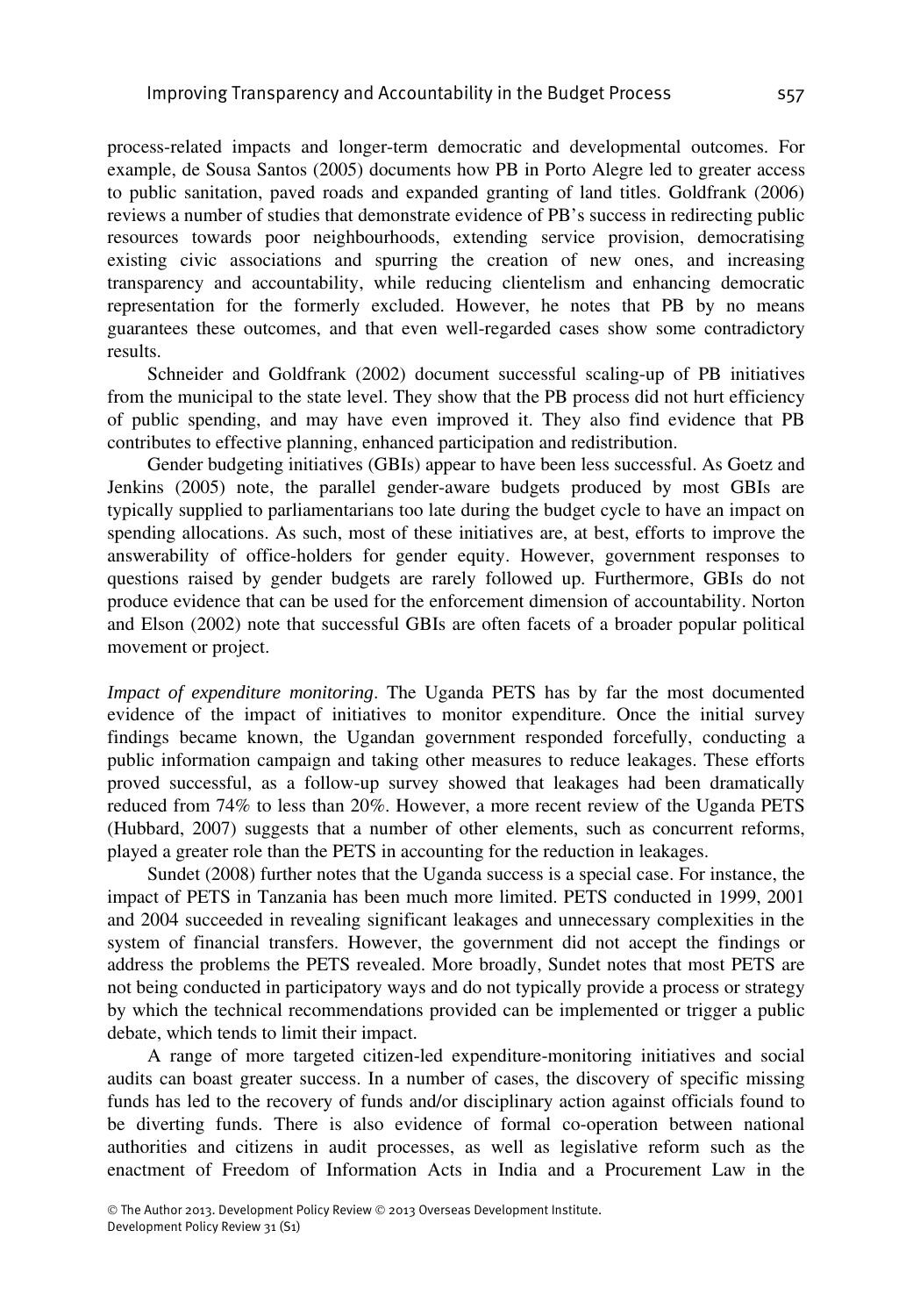process-related impacts and longer-term democratic and developmental outcomes. For example, de Sousa Santos (2005) documents how PB in Porto Alegre led to greater access to public sanitation, paved roads and expanded granting of land titles. Goldfrank (2006) reviews a number of studies that demonstrate evidence of PB's success in redirecting public resources towards poor neighbourhoods, extending service provision, democratising existing civic associations and spurring the creation of new ones, and increasing transparency and accountability, while reducing clientelism and enhancing democratic representation for the formerly excluded. However, he notes that PB by no means guarantees these outcomes, and that even well-regarded cases show some contradictory results.

Schneider and Goldfrank (2002) document successful scaling-up of PB initiatives from the municipal to the state level. They show that the PB process did not hurt efficiency of public spending, and may have even improved it. They also find evidence that PB contributes to effective planning, enhanced participation and redistribution.

Gender budgeting initiatives (GBIs) appear to have been less successful. As Goetz and Jenkins (2005) note, the parallel gender-aware budgets produced by most GBIs are typically supplied to parliamentarians too late during the budget cycle to have an impact on spending allocations. As such, most of these initiatives are, at best, efforts to improve the answerability of office-holders for gender equity. However, government responses to questions raised by gender budgets are rarely followed up. Furthermore, GBIs do not produce evidence that can be used for the enforcement dimension of accountability. Norton and Elson (2002) note that successful GBIs are often facets of a broader popular political movement or project.

*Impact of expenditure monitoring*. The Uganda PETS has by far the most documented evidence of the impact of initiatives to monitor expenditure. Once the initial survey findings became known, the Ugandan government responded forcefully, conducting a public information campaign and taking other measures to reduce leakages. These efforts proved successful, as a follow-up survey showed that leakages had been dramatically reduced from 74% to less than 20%. However, a more recent review of the Uganda PETS (Hubbard, 2007) suggests that a number of other elements, such as concurrent reforms, played a greater role than the PETS in accounting for the reduction in leakages.

Sundet (2008) further notes that the Uganda success is a special case. For instance, the impact of PETS in Tanzania has been much more limited. PETS conducted in 1999, 2001 and 2004 succeeded in revealing significant leakages and unnecessary complexities in the system of financial transfers. However, the government did not accept the findings or address the problems the PETS revealed. More broadly, Sundet notes that most PETS are not being conducted in participatory ways and do not typically provide a process or strategy by which the technical recommendations provided can be implemented or trigger a public debate, which tends to limit their impact.

A range of more targeted citizen-led expenditure-monitoring initiatives and social audits can boast greater success. In a number of cases, the discovery of specific missing funds has led to the recovery of funds and/or disciplinary action against officials found to be diverting funds. There is also evidence of formal co-operation between national authorities and citizens in audit processes, as well as legislative reform such as the enactment of Freedom of Information Acts in India and a Procurement Law in the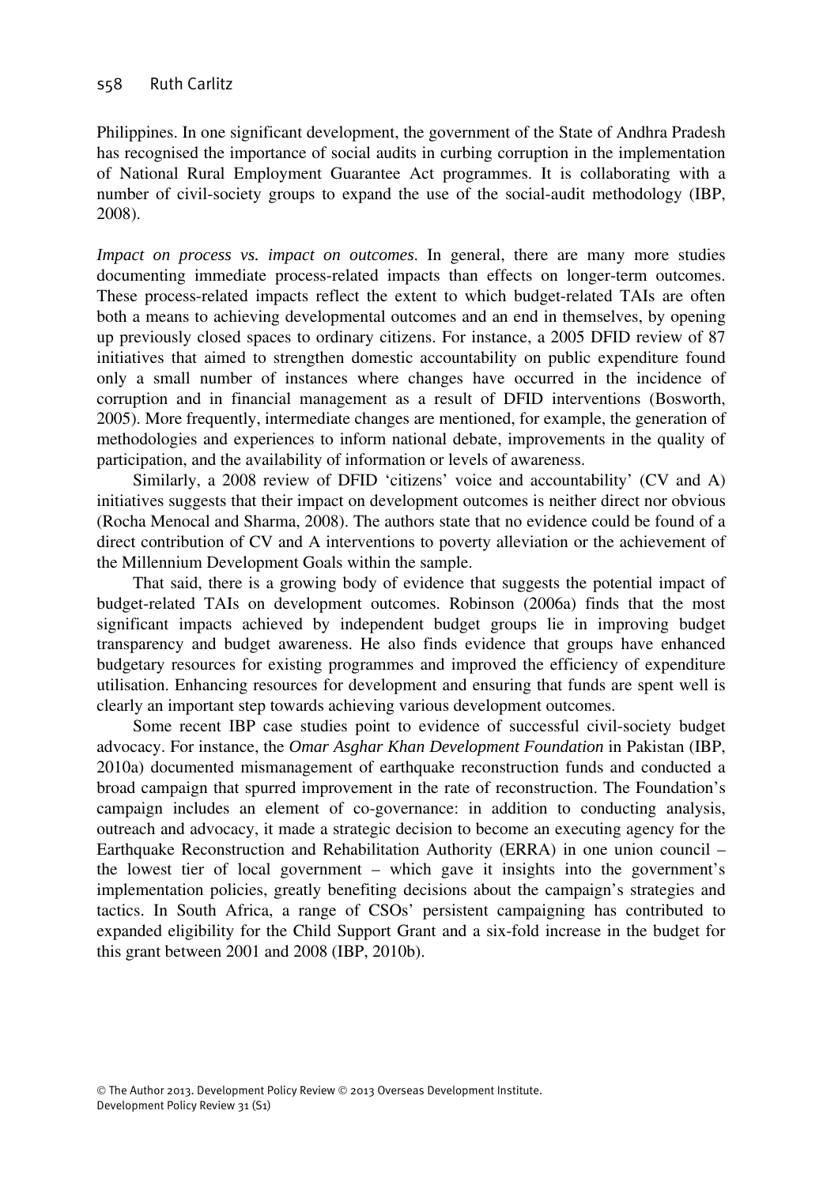Philippines. In one significant development, the government of the State of Andhra Pradesh has recognised the importance of social audits in curbing corruption in the implementation of National Rural Employment Guarantee Act programmes. It is collaborating with a number of civil-society groups to expand the use of the social-audit methodology (IBP, 2008).

*Impact on process vs. impact on outcomes*. In general, there are many more studies documenting immediate process-related impacts than effects on longer-term outcomes. These process-related impacts reflect the extent to which budget-related TAIs are often both a means to achieving developmental outcomes and an end in themselves, by opening up previously closed spaces to ordinary citizens. For instance, a 2005 DFID review of 87 initiatives that aimed to strengthen domestic accountability on public expenditure found only a small number of instances where changes have occurred in the incidence of corruption and in financial management as a result of DFID interventions (Bosworth, 2005). More frequently, intermediate changes are mentioned, for example, the generation of methodologies and experiences to inform national debate, improvements in the quality of participation, and the availability of information or levels of awareness.

Similarly, a 2008 review of DFID 'citizens' voice and accountability' (CV and A) initiatives suggests that their impact on development outcomes is neither direct nor obvious (Rocha Menocal and Sharma, 2008). The authors state that no evidence could be found of a direct contribution of CV and A interventions to poverty alleviation or the achievement of the Millennium Development Goals within the sample.

That said, there is a growing body of evidence that suggests the potential impact of budget-related TAIs on development outcomes. Robinson (2006a) finds that the most significant impacts achieved by independent budget groups lie in improving budget transparency and budget awareness. He also finds evidence that groups have enhanced budgetary resources for existing programmes and improved the efficiency of expenditure utilisation. Enhancing resources for development and ensuring that funds are spent well is clearly an important step towards achieving various development outcomes.

Some recent IBP case studies point to evidence of successful civil-society budget advocacy. For instance, the *Omar Asghar Khan Development Foundation* in Pakistan (IBP, 2010a) documented mismanagement of earthquake reconstruction funds and conducted a broad campaign that spurred improvement in the rate of reconstruction. The Foundation's campaign includes an element of co-governance: in addition to conducting analysis, outreach and advocacy, it made a strategic decision to become an executing agency for the Earthquake Reconstruction and Rehabilitation Authority (ERRA) in one union council – the lowest tier of local government – which gave it insights into the government's implementation policies, greatly benefiting decisions about the campaign's strategies and tactics. In South Africa, a range of CSOs' persistent campaigning has contributed to expanded eligibility for the Child Support Grant and a six-fold increase in the budget for this grant between 2001 and 2008 (IBP, 2010b).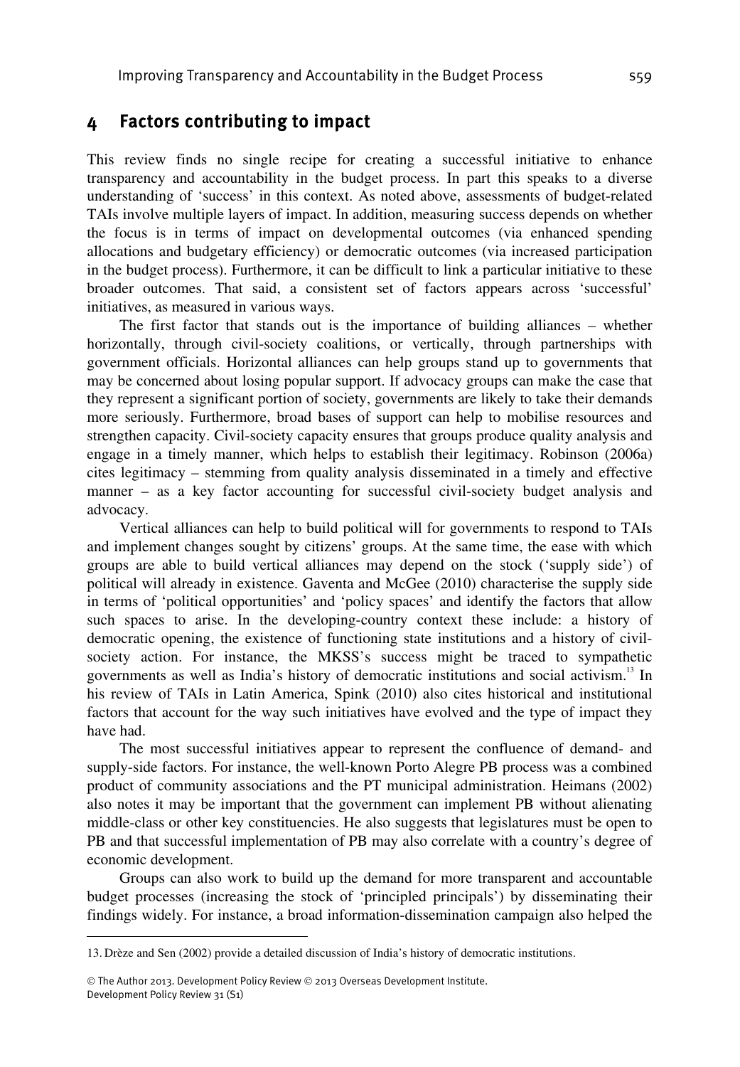## 4 Factors contributing to impact

This review finds no single recipe for creating a successful initiative to enhance transparency and accountability in the budget process. In part this speaks to a diverse understanding of 'success' in this context. As noted above, assessments of budget-related TAIs involve multiple layers of impact. In addition, measuring success depends on whether the focus is in terms of impact on developmental outcomes (via enhanced spending allocations and budgetary efficiency) or democratic outcomes (via increased participation in the budget process). Furthermore, it can be difficult to link a particular initiative to these broader outcomes. That said, a consistent set of factors appears across 'successful' initiatives, as measured in various ways.

The first factor that stands out is the importance of building alliances – whether horizontally, through civil-society coalitions, or vertically, through partnerships with government officials. Horizontal alliances can help groups stand up to governments that may be concerned about losing popular support. If advocacy groups can make the case that they represent a significant portion of society, governments are likely to take their demands more seriously. Furthermore, broad bases of support can help to mobilise resources and strengthen capacity. Civil-society capacity ensures that groups produce quality analysis and engage in a timely manner, which helps to establish their legitimacy. Robinson (2006a) cites legitimacy – stemming from quality analysis disseminated in a timely and effective manner – as a key factor accounting for successful civil-society budget analysis and advocacy.

Vertical alliances can help to build political will for governments to respond to TAIs and implement changes sought by citizens' groups. At the same time, the ease with which groups are able to build vertical alliances may depend on the stock ('supply side') of political will already in existence. Gaventa and McGee (2010) characterise the supply side in terms of 'political opportunities' and 'policy spaces' and identify the factors that allow such spaces to arise. In the developing-country context these include: a history of democratic opening, the existence of functioning state institutions and a history of civil-society action. For instance, the MKSS's success might be traced to sympathetic governments as well as India's history of democratic institutions and social activism.[13] In his review of TAIs in Latin America, Spink (2010) also cites historical and institutional factors that account for the way such initiatives have evolved and the type of impact they have had.

The most successful initiatives appear to represent the confluence of demand- and supply-side factors. For instance, the well-known Porto Alegre PB process was a combined product of community associations and the PT municipal administration. Heimans (2002) also notes it may be important that the government can implement PB without alienating middle-class or other key constituencies. He also suggests that legislatures must be open to PB and that successful implementation of PB may also correlate with a country's degree of economic development.

Groups can also work to build up the demand for more transparent and accountable budget processes (increasing the stock of 'principled principals') by disseminating their findings widely. For instance, a broad information-dissemination campaign also helped the

13. Drèze and Sen (2002) provide a detailed discussion of India's history of democratic institutions.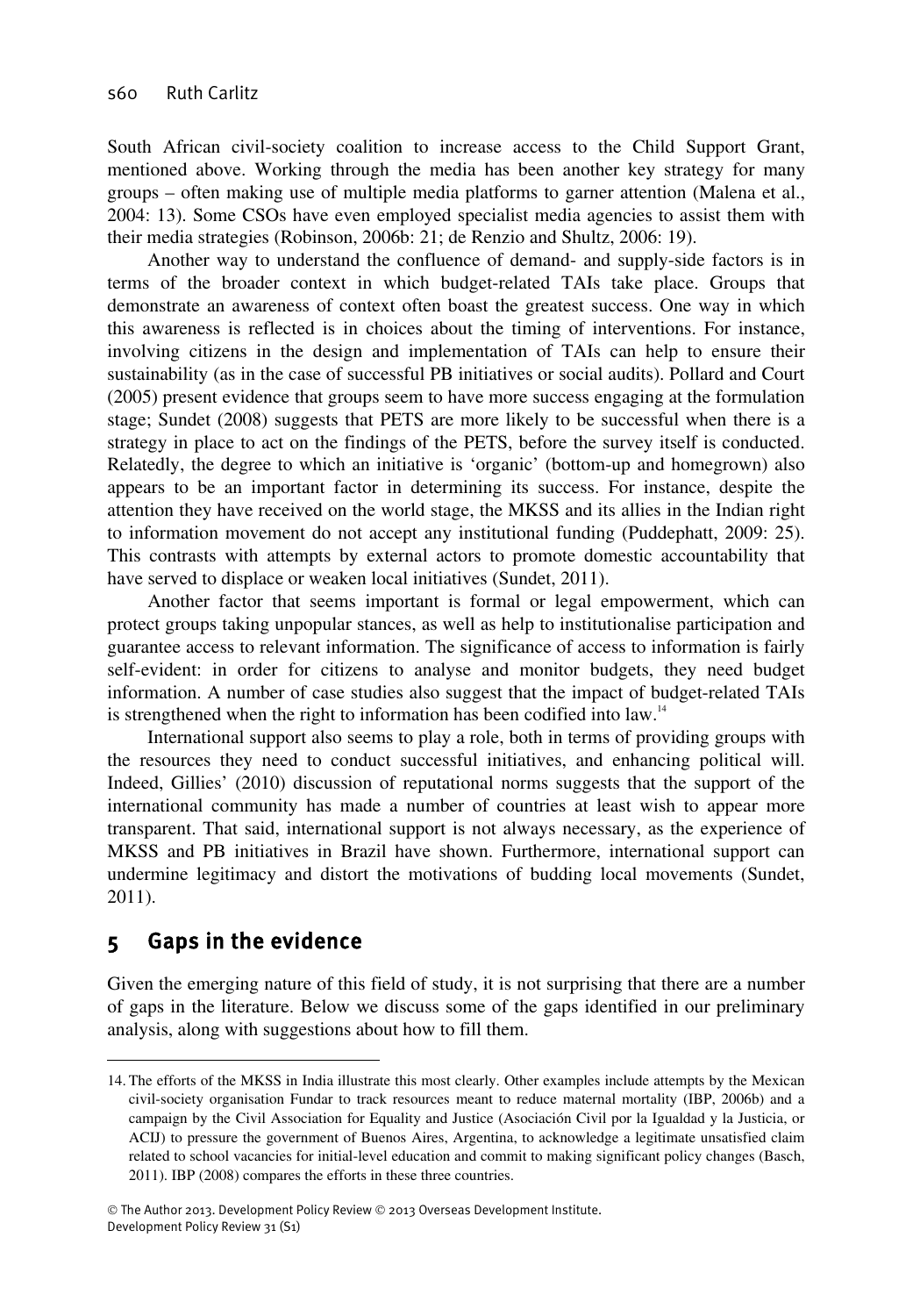South African civil-society coalition to increase access to the Child Support Grant, mentioned above. Working through the media has been another key strategy for many groups – often making use of multiple media platforms to garner attention (Malena et al., 2004: 13). Some CSOs have even employed specialist media agencies to assist them with their media strategies (Robinson, 2006b: 21; de Renzio and Shultz, 2006: 19).

Another way to understand the confluence of demand- and supply-side factors is in terms of the broader context in which budget-related TAIs take place. Groups that demonstrate an awareness of context often boast the greatest success. One way in which this awareness is reflected is in choices about the timing of interventions. For instance, involving citizens in the design and implementation of TAIs can help to ensure their sustainability (as in the case of successful PB initiatives or social audits). Pollard and Court (2005) present evidence that groups seem to have more success engaging at the formulation stage; Sundet (2008) suggests that PETS are more likely to be successful when there is a strategy in place to act on the findings of the PETS, before the survey itself is conducted. Relatedly, the degree to which an initiative is 'organic' (bottom-up and homegrown) also appears to be an important factor in determining its success. For instance, despite the attention they have received on the world stage, the MKSS and its allies in the Indian right to information movement do not accept any institutional funding (Puddephatt, 2009: 25). This contrasts with attempts by external actors to promote domestic accountability that have served to displace or weaken local initiatives (Sundet, 2011).

Another factor that seems important is formal or legal empowerment, which can protect groups taking unpopular stances, as well as help to institutionalise participation and guarantee access to relevant information. The significance of access to information is fairly self-evident: in order for citizens to analyse and monitor budgets, they need budget information. A number of case studies also suggest that the impact of budget-related TAIs is strengthened when the right to information has been codified into law.[14]

International support also seems to play a role, both in terms of providing groups with the resources they need to conduct successful initiatives, and enhancing political will. Indeed, Gillies' (2010) discussion of reputational norms suggests that the support of the international community has made a number of countries at least wish to appear more transparent. That said, international support is not always necessary, as the experience of MKSS and PB initiatives in Brazil have shown. Furthermore, international support can undermine legitimacy and distort the motivations of budding local movements (Sundet, 2011).

## 5 Gaps in the evidence

Given the emerging nature of this field of study, it is not surprising that there are a number of gaps in the literature. Below we discuss some of the gaps identified in our preliminary analysis, along with suggestions about how to fill them.

---

14. The efforts of the MKSS in India illustrate this most clearly. Other examples include attempts by the Mexican civil-society organisation Fundar to track resources meant to reduce maternal mortality (IBP, 2006b) and a campaign by the Civil Association for Equality and Justice (Asociación Civil por la Igualdad y la Justicia, or ACIJ) to pressure the government of Buenos Aires, Argentina, to acknowledge a legitimate unsatisfied claim related to school vacancies for initial-level education and commit to making significant policy changes (Basch, 2011). IBP (2008) compares the efforts in these three countries.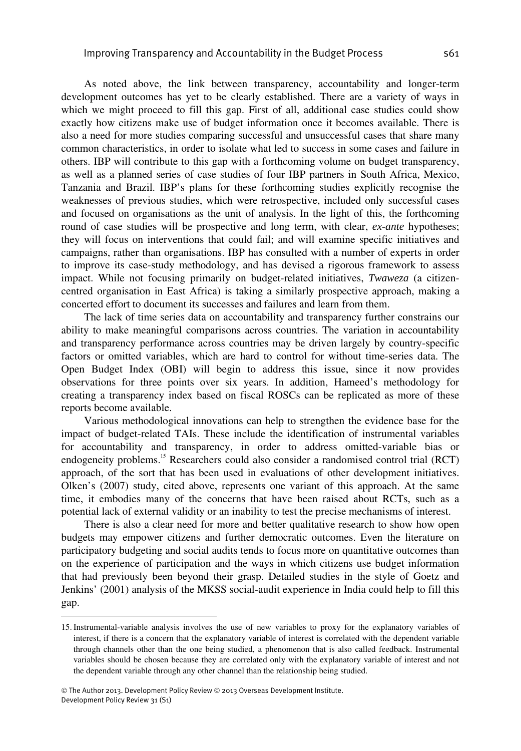As noted above, the link between transparency, accountability and longer-term development outcomes has yet to be clearly established. There are a variety of ways in which we might proceed to fill this gap. First of all, additional case studies could show exactly how citizens make use of budget information once it becomes available. There is also a need for more studies comparing successful and unsuccessful cases that share many common characteristics, in order to isolate what led to success in some cases and failure in others. IBP will contribute to this gap with a forthcoming volume on budget transparency, as well as a planned series of case studies of four IBP partners in South Africa, Mexico, Tanzania and Brazil. IBP's plans for these forthcoming studies explicitly recognise the weaknesses of previous studies, which were retrospective, included only successful cases and focused on organisations as the unit of analysis. In the light of this, the forthcoming round of case studies will be prospective and long term, with clear, *ex-ante* hypotheses; they will focus on interventions that could fail; and will examine specific initiatives and campaigns, rather than organisations. IBP has consulted with a number of experts in order to improve its case-study methodology, and has devised a rigorous framework to assess impact. While not focusing primarily on budget-related initiatives, *Twaweza* (a citizen-centred organisation in East Africa) is taking a similarly prospective approach, making a concerted effort to document its successes and failures and learn from them.

The lack of time series data on accountability and transparency further constrains our ability to make meaningful comparisons across countries. The variation in accountability and transparency performance across countries may be driven largely by country-specific factors or omitted variables, which are hard to control for without time-series data. The Open Budget Index (OBI) will begin to address this issue, since it now provides observations for three points over six years. In addition, Hameed's methodology for creating a transparency index based on fiscal ROSCs can be replicated as more of these reports become available.

Various methodological innovations can help to strengthen the evidence base for the impact of budget-related TAIs. These include the identification of instrumental variables for accountability and transparency, in order to address omitted-variable bias or endogeneity problems.[15] Researchers could also consider a randomised control trial (RCT) approach, of the sort that has been used in evaluations of other development initiatives. Olken's (2007) study, cited above, represents one variant of this approach. At the same time, it embodies many of the concerns that have been raised about RCTs, such as a potential lack of external validity or an inability to test the precise mechanisms of interest.

There is also a clear need for more and better qualitative research to show how open budgets may empower citizens and further democratic outcomes. Even the literature on participatory budgeting and social audits tends to focus more on quantitative outcomes than on the experience of participation and the ways in which citizens use budget information that had previously been beyond their grasp. Detailed studies in the style of Goetz and Jenkins' (2001) analysis of the MKSS social-audit experience in India could help to fill this gap.

---

15. Instrumental-variable analysis involves the use of new variables to proxy for the explanatory variables of interest, if there is a concern that the explanatory variable of interest is correlated with the dependent variable through channels other than the one being studied, a phenomenon that is also called feedback. Instrumental variables should be chosen because they are correlated only with the explanatory variable of interest and not the dependent variable through any other channel than the relationship being studied.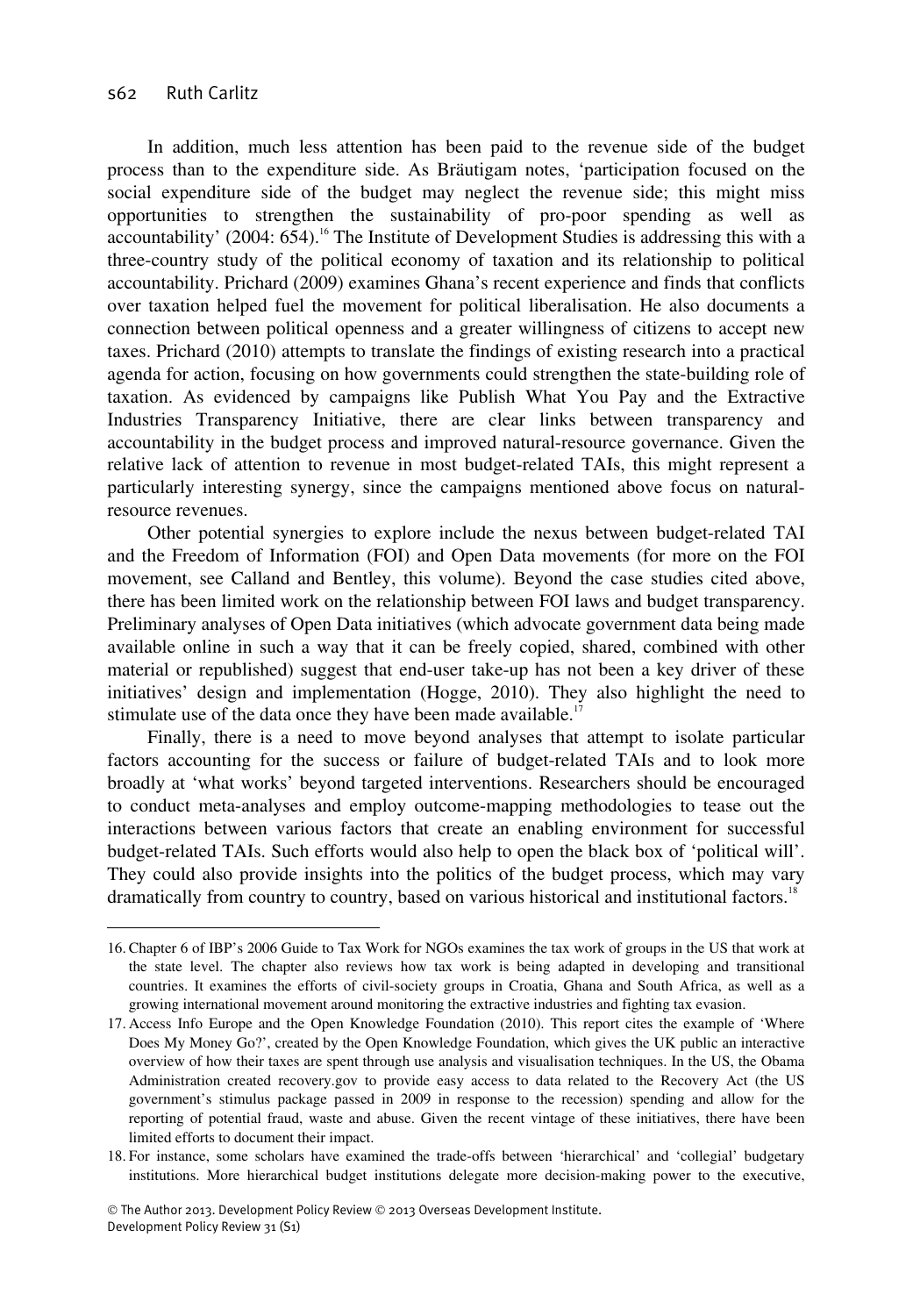In addition, much less attention has been paid to the revenue side of the budget process than to the expenditure side. As Bräutigam notes, 'participation focused on the social expenditure side of the budget may neglect the revenue side; this might miss opportunities to strengthen the sustainability of pro-poor spending as well as accountability' (2004: 654).[16] The Institute of Development Studies is addressing this with a three-country study of the political economy of taxation and its relationship to political accountability. Prichard (2009) examines Ghana's recent experience and finds that conflicts over taxation helped fuel the movement for political liberalisation. He also documents a connection between political openness and a greater willingness of citizens to accept new taxes. Prichard (2010) attempts to translate the findings of existing research into a practical agenda for action, focusing on how governments could strengthen the state-building role of taxation. As evidenced by campaigns like Publish What You Pay and the Extractive Industries Transparency Initiative, there are clear links between transparency and accountability in the budget process and improved natural-resource governance. Given the relative lack of attention to revenue in most budget-related TAIs, this might represent a particularly interesting synergy, since the campaigns mentioned above focus on natural-resource revenues.

Other potential synergies to explore include the nexus between budget-related TAI and the Freedom of Information (FOI) and Open Data movements (for more on the FOI movement, see Calland and Bentley, this volume). Beyond the case studies cited above, there has been limited work on the relationship between FOI laws and budget transparency. Preliminary analyses of Open Data initiatives (which advocate government data being made available online in such a way that it can be freely copied, shared, combined with other material or republished) suggest that end-user take-up has not been a key driver of these initiatives' design and implementation (Hogge, 2010). They also highlight the need to stimulate use of the data once they have been made available.[17]

Finally, there is a need to move beyond analyses that attempt to isolate particular factors accounting for the success or failure of budget-related TAIs and to look more broadly at 'what works' beyond targeted interventions. Researchers should be encouraged to conduct meta-analyses and employ outcome-mapping methodologies to tease out the interactions between various factors that create an enabling environment for successful budget-related TAIs. Such efforts would also help to open the black box of 'political will'. They could also provide insights into the politics of the budget process, which may vary dramatically from country to country, based on various historical and institutional factors.[18]

---

16. Chapter 6 of IBP's 2006 Guide to Tax Work for NGOs examines the tax work of groups in the US that work at the state level. The chapter also reviews how tax work is being adapted in developing and transitional countries. It examines the efforts of civil-society groups in Croatia, Ghana and South Africa, as well as a growing international movement around monitoring the extractive industries and fighting tax evasion.

17. Access Info Europe and the Open Knowledge Foundation (2010). This report cites the example of 'Where Does My Money Go?', created by the Open Knowledge Foundation, which gives the UK public an interactive overview of how their taxes are spent through use analysis and visualisation techniques. In the US, the Obama Administration created recovery.gov to provide easy access to data related to the Recovery Act (the US government's stimulus package passed in 2009 in response to the recession) spending and allow for the reporting of potential fraud, waste and abuse. Given the recent vintage of these initiatives, there have been limited efforts to document their impact.

18. For instance, some scholars have examined the trade-offs between 'hierarchical' and 'collegial' budgetary institutions. More hierarchical budget institutions delegate more decision-making power to the executive,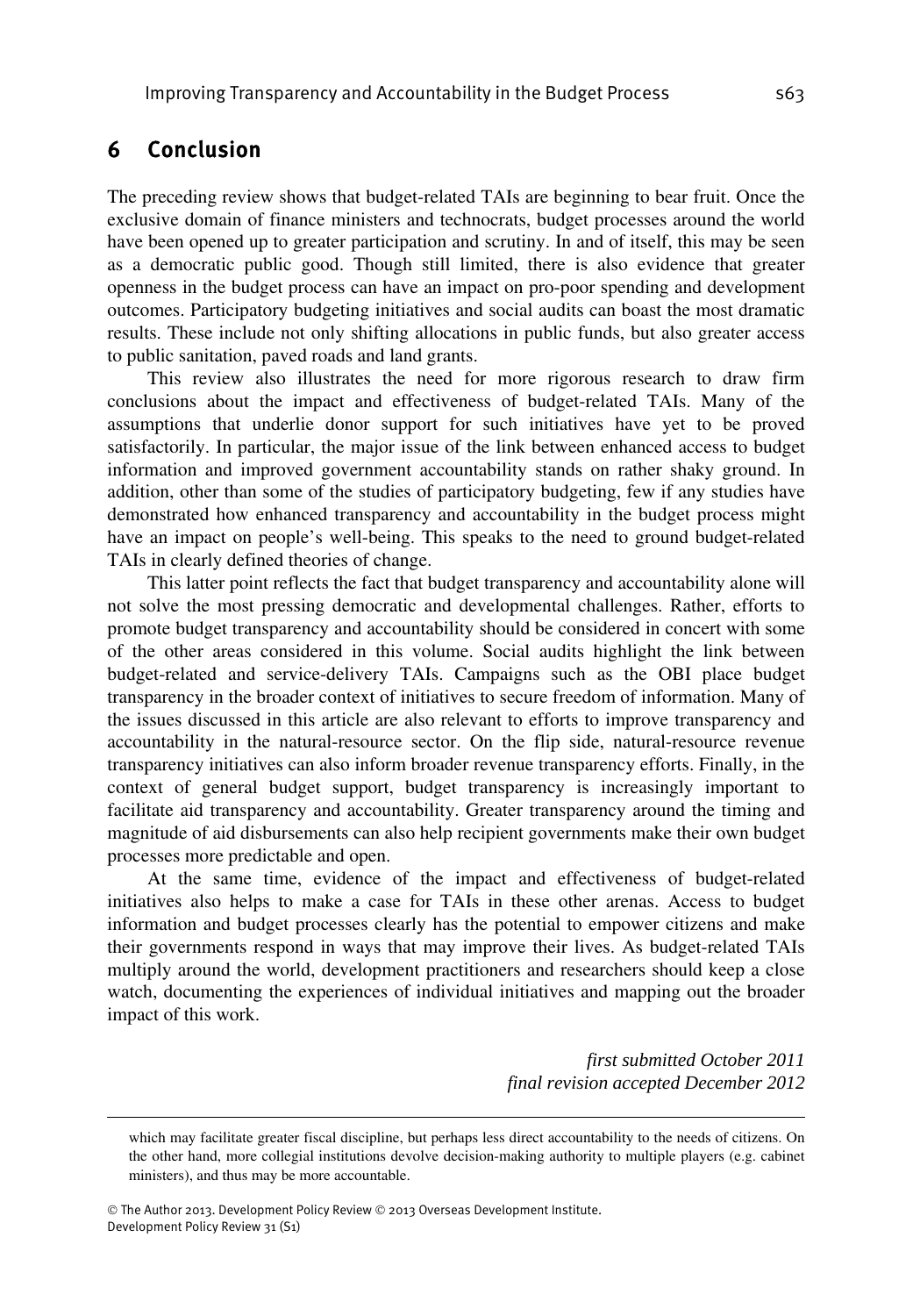## 6 Conclusion

The preceding review shows that budget-related TAIs are beginning to bear fruit. Once the exclusive domain of finance ministers and technocrats, budget processes around the world have been opened up to greater participation and scrutiny. In and of itself, this may be seen as a democratic public good. Though still limited, there is also evidence that greater openness in the budget process can have an impact on pro-poor spending and development outcomes. Participatory budgeting initiatives and social audits can boast the most dramatic results. These include not only shifting allocations in public funds, but also greater access to public sanitation, paved roads and land grants.

This review also illustrates the need for more rigorous research to draw firm conclusions about the impact and effectiveness of budget-related TAIs. Many of the assumptions that underlie donor support for such initiatives have yet to be proved satisfactorily. In particular, the major issue of the link between enhanced access to budget information and improved government accountability stands on rather shaky ground. In addition, other than some of the studies of participatory budgeting, few if any studies have demonstrated how enhanced transparency and accountability in the budget process might have an impact on people's well-being. This speaks to the need to ground budget-related TAIs in clearly defined theories of change.

This latter point reflects the fact that budget transparency and accountability alone will not solve the most pressing democratic and developmental challenges. Rather, efforts to promote budget transparency and accountability should be considered in concert with some of the other areas considered in this volume. Social audits highlight the link between budget-related and service-delivery TAIs. Campaigns such as the OBI place budget transparency in the broader context of initiatives to secure freedom of information. Many of the issues discussed in this article are also relevant to efforts to improve transparency and accountability in the natural-resource sector. On the flip side, natural-resource revenue transparency initiatives can also inform broader revenue transparency efforts. Finally, in the context of general budget support, budget transparency is increasingly important to facilitate aid transparency and accountability. Greater transparency around the timing and magnitude of aid disbursements can also help recipient governments make their own budget processes more predictable and open.

At the same time, evidence of the impact and effectiveness of budget-related initiatives also helps to make a case for TAIs in these other arenas. Access to budget information and budget processes clearly has the potential to empower citizens and make their governments respond in ways that may improve their lives. As budget-related TAIs multiply around the world, development practitioners and researchers should keep a close watch, documenting the experiences of individual initiatives and mapping out the broader impact of this work.

*first submitted October 2011*
*final revision accepted December 2012*

---

which may facilitate greater fiscal discipline, but perhaps less direct accountability to the needs of citizens. On the other hand, more collegial institutions devolve decision-making authority to multiple players (e.g. cabinet ministers), and thus may be more accountable.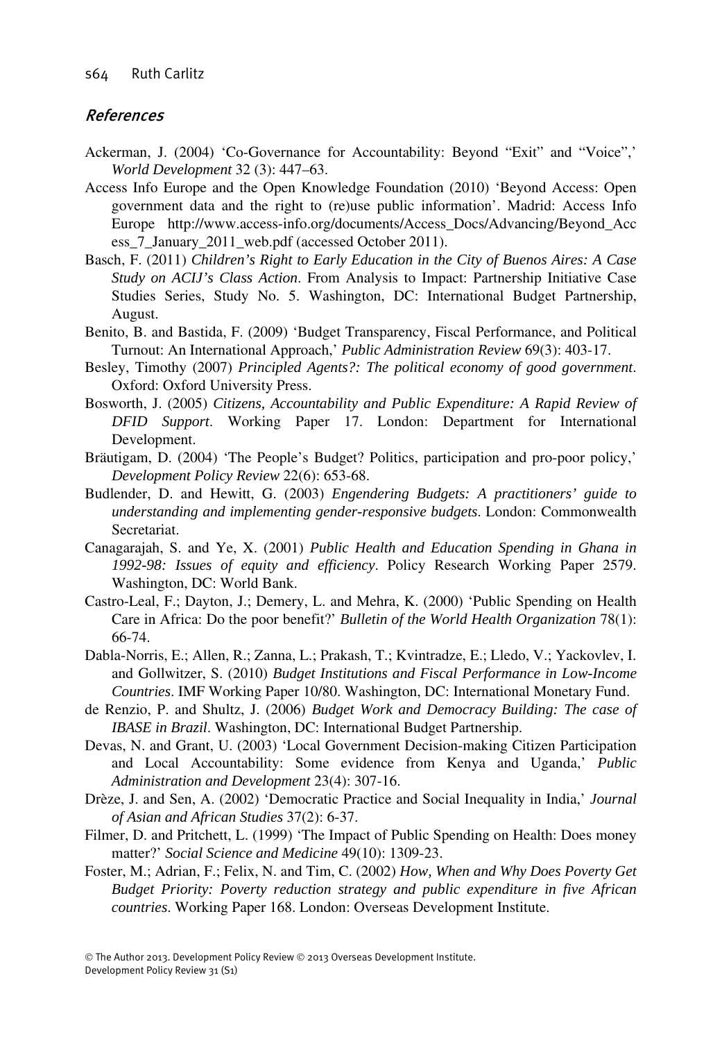## References

Ackerman, J. (2004) 'Co-Governance for Accountability: Beyond "Exit" and "Voice",' *World Development* 32 (3): 447–63.

Access Info Europe and the Open Knowledge Foundation (2010) 'Beyond Access: Open government data and the right to (re)use public information'. Madrid: Access Info Europe http://www.access-info.org/documents/Access_Docs/Advancing/Beyond_Access_7_January_2011_web.pdf (accessed October 2011).

Basch, F. (2011) *Children's Right to Early Education in the City of Buenos Aires: A Case Study on ACIJ's Class Action*. From Analysis to Impact: Partnership Initiative Case Studies Series, Study No. 5. Washington, DC: International Budget Partnership, August.

Benito, B. and Bastida, F. (2009) 'Budget Transparency, Fiscal Performance, and Political Turnout: An International Approach,' *Public Administration Review* 69(3): 403-17.

Besley, Timothy (2007) *Principled Agents?: The political economy of good government*. Oxford: Oxford University Press.

Bosworth, J. (2005) *Citizens, Accountability and Public Expenditure: A Rapid Review of DFID Support*. Working Paper 17. London: Department for International Development.

Bräutigam, D. (2004) 'The People's Budget? Politics, participation and pro-poor policy,' *Development Policy Review* 22(6): 653-68.

Budlender, D. and Hewitt, G. (2003) *Engendering Budgets: A practitioners' guide to understanding and implementing gender-responsive budgets*. London: Commonwealth Secretariat.

Canagarajah, S. and Ye, X. (2001) *Public Health and Education Spending in Ghana in 1992-98: Issues of equity and efficiency*. Policy Research Working Paper 2579. Washington, DC: World Bank.

Castro-Leal, F.; Dayton, J.; Demery, L. and Mehra, K. (2000) 'Public Spending on Health Care in Africa: Do the poor benefit?' *Bulletin of the World Health Organization* 78(1): 66-74.

Dabla-Norris, E.; Allen, R.; Zanna, L.; Prakash, T.; Kvintradze, E.; Lledo, V.; Yackovlev, I. and Gollwitzer, S. (2010) *Budget Institutions and Fiscal Performance in Low-Income Countries*. IMF Working Paper 10/80. Washington, DC: International Monetary Fund.

de Renzio, P. and Shultz, J. (2006) *Budget Work and Democracy Building: The case of IBASE in Brazil*. Washington, DC: International Budget Partnership.

Devas, N. and Grant, U. (2003) 'Local Government Decision-making Citizen Participation and Local Accountability: Some evidence from Kenya and Uganda,' *Public Administration and Development* 23(4): 307-16.

Drèze, J. and Sen, A. (2002) 'Democratic Practice and Social Inequality in India,' *Journal of Asian and African Studies* 37(2): 6-37.

Filmer, D. and Pritchett, L. (1999) 'The Impact of Public Spending on Health: Does money matter?' *Social Science and Medicine* 49(10): 1309-23.

Foster, M.; Adrian, F.; Felix, N. and Tim, C. (2002) *How, When and Why Does Poverty Get Budget Priority: Poverty reduction strategy and public expenditure in five African countries*. Working Paper 168. London: Overseas Development Institute.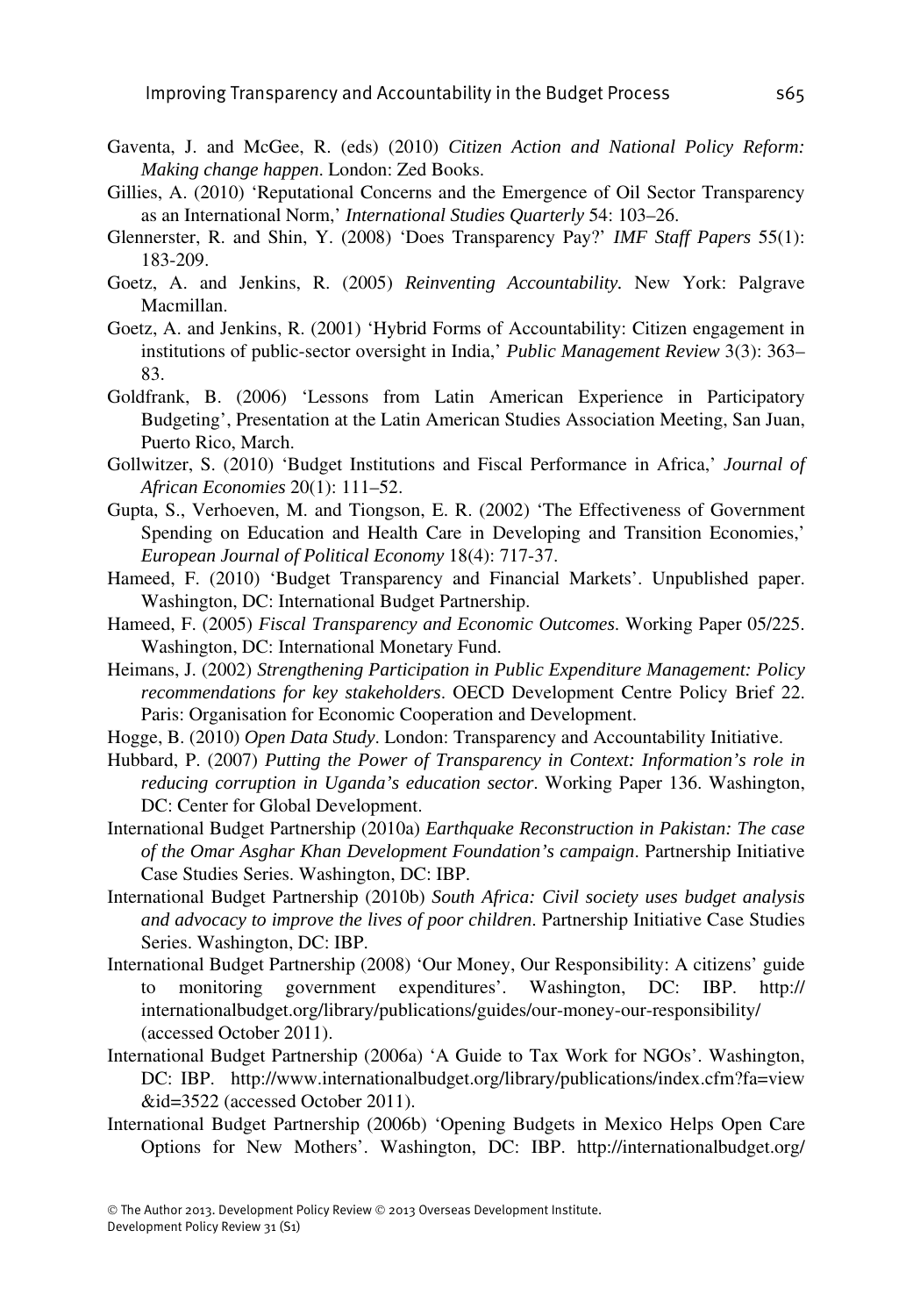Gaventa, J. and McGee, R. (eds) (2010) *Citizen Action and National Policy Reform: Making change happen*. London: Zed Books.

Gillies, A. (2010) 'Reputational Concerns and the Emergence of Oil Sector Transparency as an International Norm,' *International Studies Quarterly* 54: 103–26.

Glennerster, R. and Shin, Y. (2008) 'Does Transparency Pay?' *IMF Staff Papers* 55(1): 183-209.

Goetz, A. and Jenkins, R. (2005) *Reinventing Accountability.* New York: Palgrave Macmillan.

Goetz, A. and Jenkins, R. (2001) 'Hybrid Forms of Accountability: Citizen engagement in institutions of public-sector oversight in India,' *Public Management Review* 3(3): 363–83.

Goldfrank, B. (2006) 'Lessons from Latin American Experience in Participatory Budgeting', Presentation at the Latin American Studies Association Meeting, San Juan, Puerto Rico, March.

Gollwitzer, S. (2010) 'Budget Institutions and Fiscal Performance in Africa,' *Journal of African Economies* 20(1): 111–52.

Gupta, S., Verhoeven, M. and Tiongson, E. R. (2002) 'The Effectiveness of Government Spending on Education and Health Care in Developing and Transition Economies,' *European Journal of Political Economy* 18(4): 717-37.

Hameed, F. (2010) 'Budget Transparency and Financial Markets'. Unpublished paper. Washington, DC: International Budget Partnership.

Hameed, F. (2005) *Fiscal Transparency and Economic Outcomes*. Working Paper 05/225. Washington, DC: International Monetary Fund.

Heimans, J. (2002) *Strengthening Participation in Public Expenditure Management: Policy recommendations for key stakeholders*. OECD Development Centre Policy Brief 22. Paris: Organisation for Economic Cooperation and Development.

Hogge, B. (2010) *Open Data Study*. London: Transparency and Accountability Initiative.

Hubbard, P. (2007) *Putting the Power of Transparency in Context: Information's role in reducing corruption in Uganda's education sector*. Working Paper 136. Washington, DC: Center for Global Development.

International Budget Partnership (2010a) *Earthquake Reconstruction in Pakistan: The case of the Omar Asghar Khan Development Foundation's campaign*. Partnership Initiative Case Studies Series. Washington, DC: IBP.

International Budget Partnership (2010b) *South Africa: Civil society uses budget analysis and advocacy to improve the lives of poor children*. Partnership Initiative Case Studies Series. Washington, DC: IBP.

International Budget Partnership (2008) 'Our Money, Our Responsibility: A citizens' guide to monitoring government expenditures'. Washington, DC: IBP. http://internationalbudget.org/library/publications/guides/our-money-our-responsibility/ (accessed October 2011).

International Budget Partnership (2006a) 'A Guide to Tax Work for NGOs'. Washington, DC: IBP. http://www.internationalbudget.org/library/publications/index.cfm?fa=view&id=3522 (accessed October 2011).

International Budget Partnership (2006b) 'Opening Budgets in Mexico Helps Open Care Options for New Mothers'. Washington, DC: IBP. http://internationalbudget.org/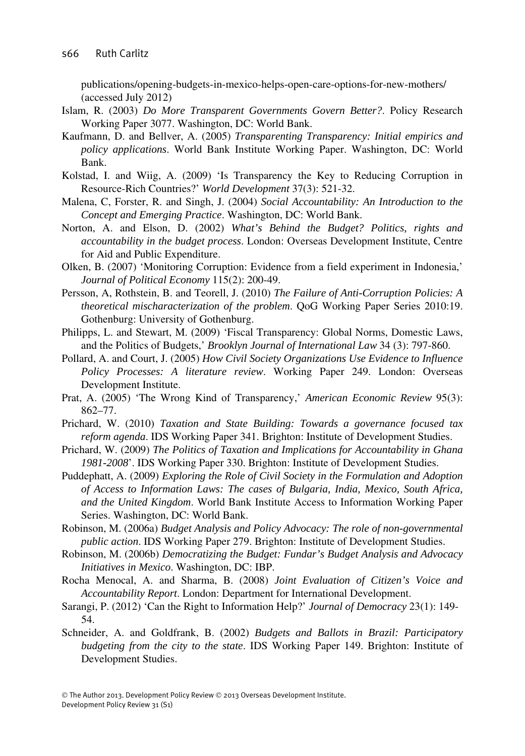publications/opening-budgets-in-mexico-helps-open-care-options-for-new-mothers/ (accessed July 2012)

Islam, R. (2003) *Do More Transparent Governments Govern Better?*. Policy Research Working Paper 3077. Washington, DC: World Bank.

Kaufmann, D. and Bellver, A. (2005) *Transparenting Transparency: Initial empirics and policy applications*. World Bank Institute Working Paper. Washington, DC: World Bank.

Kolstad, I. and Wiig, A. (2009) 'Is Transparency the Key to Reducing Corruption in Resource-Rich Countries?' *World Development* 37(3): 521-32.

Malena, C, Forster, R. and Singh, J. (2004) *Social Accountability: An Introduction to the Concept and Emerging Practice*. Washington, DC: World Bank.

Norton, A. and Elson, D. (2002) *What's Behind the Budget? Politics, rights and accountability in the budget process*. London: Overseas Development Institute, Centre for Aid and Public Expenditure.

Olken, B. (2007) 'Monitoring Corruption: Evidence from a field experiment in Indonesia,' *Journal of Political Economy* 115(2): 200-49.

Persson, A, Rothstein, B. and Teorell, J. (2010) *The Failure of Anti-Corruption Policies: A theoretical mischaracterization of the problem*. QoG Working Paper Series 2010:19. Gothenburg: University of Gothenburg.

Philipps, L. and Stewart, M. (2009) 'Fiscal Transparency: Global Norms, Domestic Laws, and the Politics of Budgets,' *Brooklyn Journal of International Law* 34 (3): 797-860.

Pollard, A. and Court, J. (2005) *How Civil Society Organizations Use Evidence to Influence Policy Processes: A literature review*. Working Paper 249. London: Overseas Development Institute.

Prat, A. (2005) 'The Wrong Kind of Transparency,' *American Economic Review* 95(3): 862–77.

Prichard, W. (2010) *Taxation and State Building: Towards a governance focused tax reform agenda*. IDS Working Paper 341. Brighton: Institute of Development Studies.

Prichard, W. (2009) *The Politics of Taxation and Implications for Accountability in Ghana 1981-2008*'. IDS Working Paper 330. Brighton: Institute of Development Studies.

Puddephatt, A. (2009) *Exploring the Role of Civil Society in the Formulation and Adoption of Access to Information Laws: The cases of Bulgaria, India, Mexico, South Africa, and the United Kingdom*. World Bank Institute Access to Information Working Paper Series. Washington, DC: World Bank.

Robinson, M. (2006a) *Budget Analysis and Policy Advocacy: The role of non-governmental public action*. IDS Working Paper 279. Brighton: Institute of Development Studies.

Robinson, M. (2006b) *Democratizing the Budget: Fundar's Budget Analysis and Advocacy Initiatives in Mexico*. Washington, DC: IBP.

Rocha Menocal, A. and Sharma, B. (2008) *Joint Evaluation of Citizen's Voice and Accountability Report*. London: Department for International Development.

Sarangi, P. (2012) 'Can the Right to Information Help?' *Journal of Democracy* 23(1): 149-54.

Schneider, A. and Goldfrank, B. (2002) *Budgets and Ballots in Brazil: Participatory budgeting from the city to the state*. IDS Working Paper 149. Brighton: Institute of Development Studies.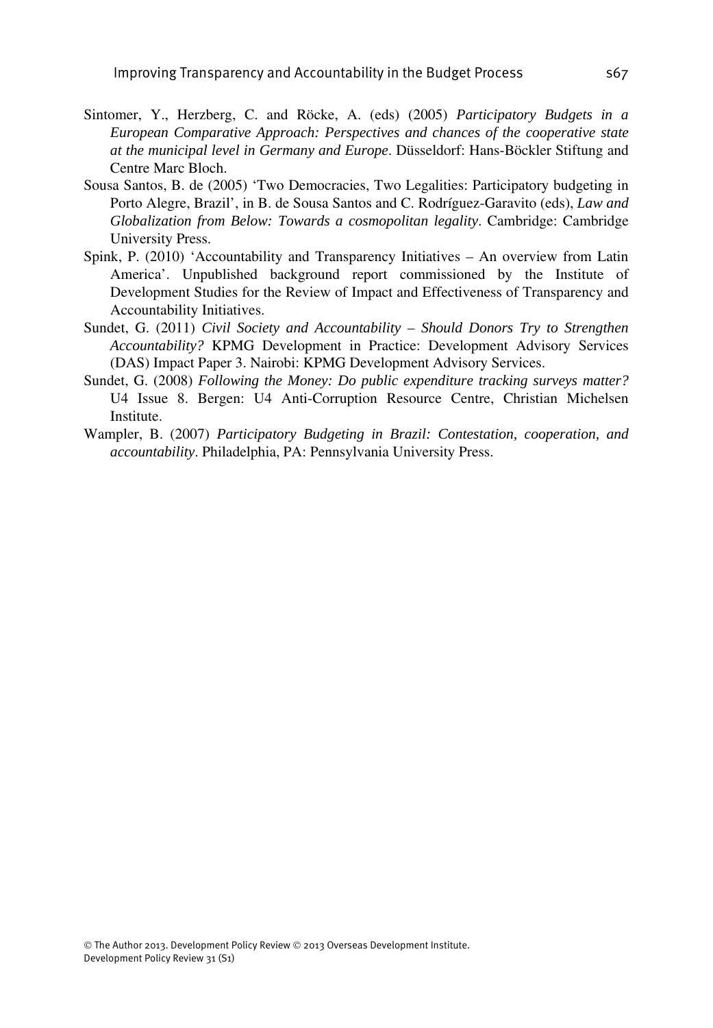Sintomer, Y., Herzberg, C. and Röcke, A. (eds) (2005) *Participatory Budgets in a European Comparative Approach: Perspectives and chances of the cooperative state at the municipal level in Germany and Europe*. Düsseldorf: Hans-Böckler Stiftung and Centre Marc Bloch.

Sousa Santos, B. de (2005) 'Two Democracies, Two Legalities: Participatory budgeting in Porto Alegre, Brazil', in B. de Sousa Santos and C. Rodríguez-Garavito (eds), *Law and Globalization from Below: Towards a cosmopolitan legality*. Cambridge: Cambridge University Press.

Spink, P. (2010) 'Accountability and Transparency Initiatives – An overview from Latin America'. Unpublished background report commissioned by the Institute of Development Studies for the Review of Impact and Effectiveness of Transparency and Accountability Initiatives.

Sundet, G. (2011) *Civil Society and Accountability – Should Donors Try to Strengthen Accountability?* KPMG Development in Practice: Development Advisory Services (DAS) Impact Paper 3. Nairobi: KPMG Development Advisory Services.

Sundet, G. (2008) *Following the Money: Do public expenditure tracking surveys matter?* U4 Issue 8. Bergen: U4 Anti-Corruption Resource Centre, Christian Michelsen Institute.

Wampler, B. (2007) *Participatory Budgeting in Brazil: Contestation, cooperation, and accountability*. Philadelphia, PA: Pennsylvania University Press.